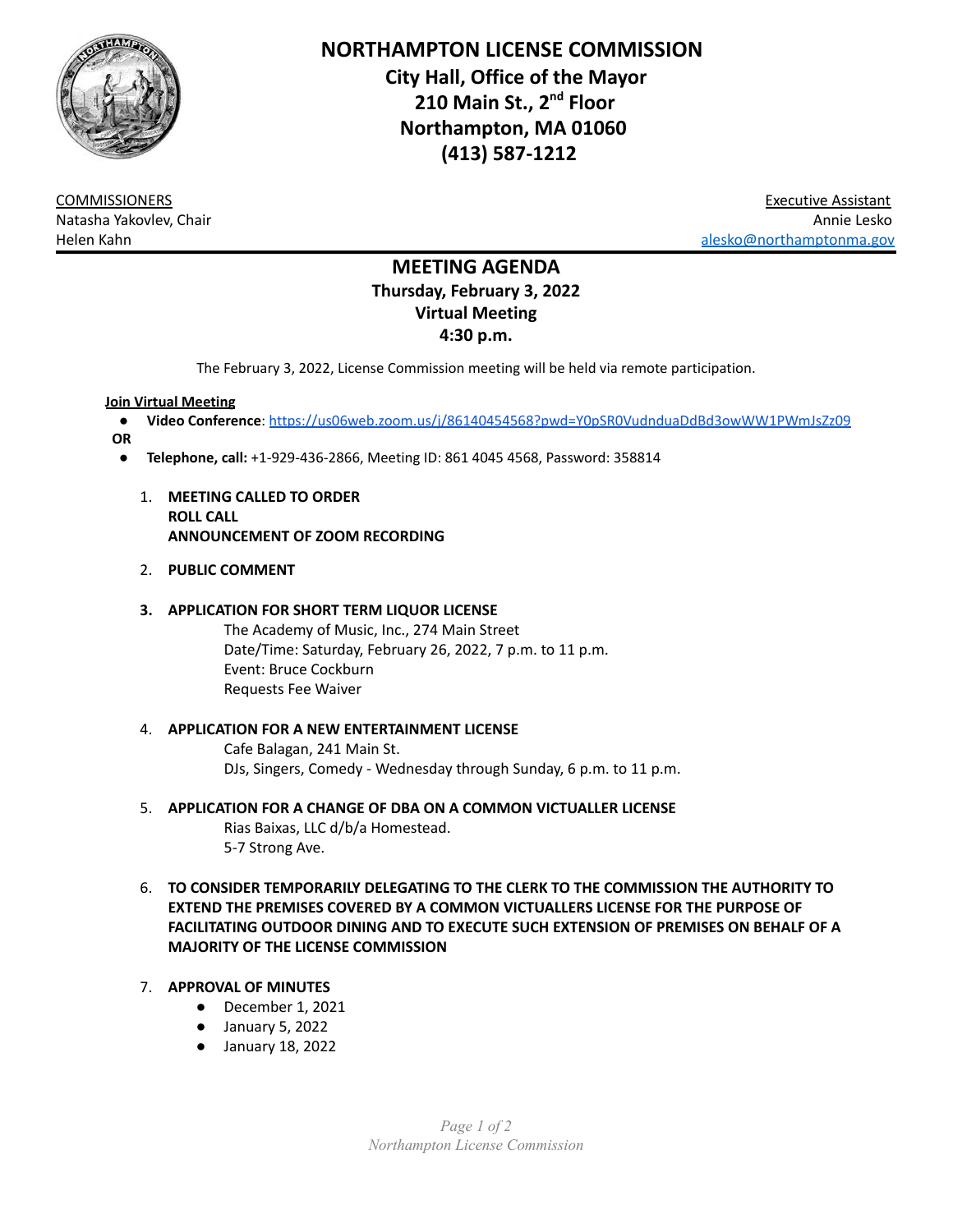# NORTHAMPTON LICENSE COMMISSION

**City Hall, Office of the Mayor**
**210 Main St., 2nd Floor**
**Northampton, MA 01060**
**(413) 587-1212**

COMMISSIONERS
Natasha Yakovlev, Chair
Helen Kahn

Executive Assistant
Annie Lesko
alesko@northamptonma.gov

## MEETING AGENDA

**Thursday, February 3, 2022**
**Virtual Meeting**
**4:30 p.m.**

The February 3, 2022, License Commission meeting will be held via remote participation.

**Join Virtual Meeting**

- **Video Conference**: https://us06web.zoom.us/j/86140454568?pwd=Y0pSR0VudnduaDdBd3owWW1PWmJsZz09

**OR**

- **Telephone, call:** +1-929-436-2866, Meeting ID: 861 4045 4568, Password: 358814

1. **MEETING CALLED TO ORDER**
   **ROLL CALL**
   **ANNOUNCEMENT OF ZOOM RECORDING**

2. **PUBLIC COMMENT**

3. **APPLICATION FOR SHORT TERM LIQUOR LICENSE**
   The Academy of Music, Inc., 274 Main Street
   Date/Time: Saturday, February 26, 2022, 7 p.m. to 11 p.m.
   Event: Bruce Cockburn
   Requests Fee Waiver

4. **APPLICATION FOR A NEW ENTERTAINMENT LICENSE**
   Cafe Balagan, 241 Main St.
   DJs, Singers, Comedy - Wednesday through Sunday, 6 p.m. to 11 p.m.

5. **APPLICATION FOR A CHANGE OF DBA ON A COMMON VICTUALLER LICENSE**
   Rias Baixas, LLC d/b/a Homestead.
   5-7 Strong Ave.

6. **TO CONSIDER TEMPORARILY DELEGATING TO THE CLERK TO THE COMMISSION THE AUTHORITY TO EXTEND THE PREMISES COVERED BY A COMMON VICTUALLERS LICENSE FOR THE PURPOSE OF FACILITATING OUTDOOR DINING AND TO EXECUTE SUCH EXTENSION OF PREMISES ON BEHALF OF A MAJORITY OF THE LICENSE COMMISSION**

7. **APPROVAL OF MINUTES**
   - December 1, 2021
   - January 5, 2022
   - January 18, 2022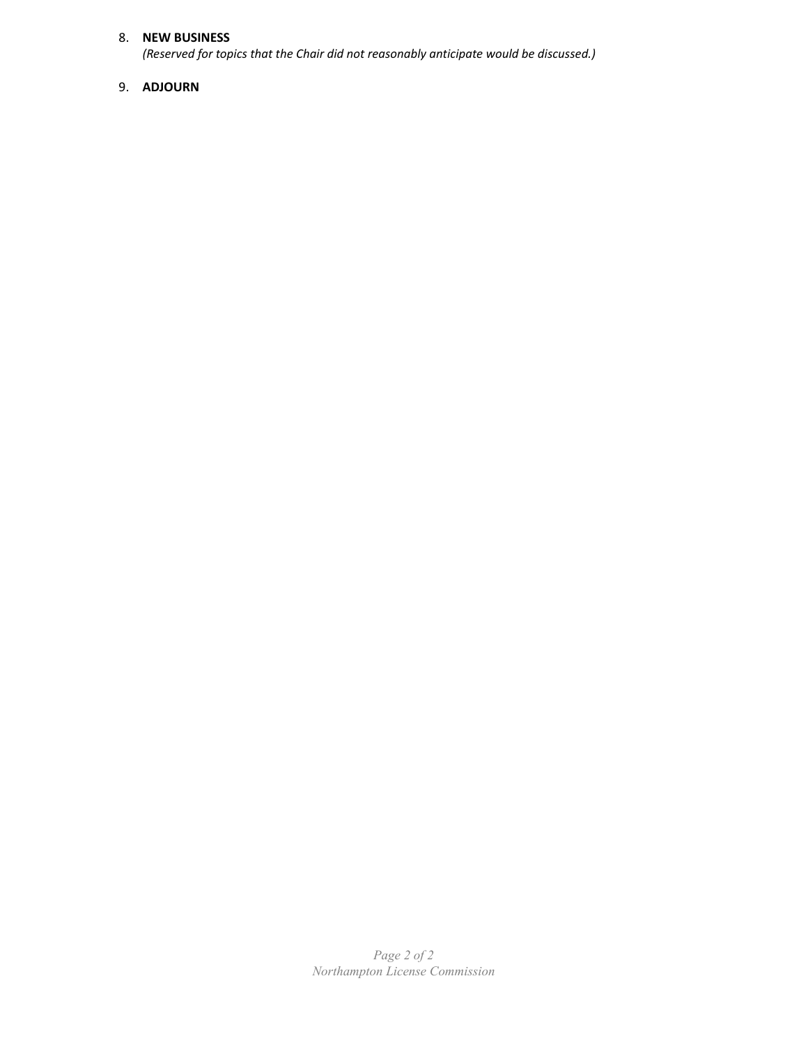8. **NEW BUSINESS**
   *(Reserved for topics that the Chair did not reasonably anticipate would be discussed.)*

9. **ADJOURN**